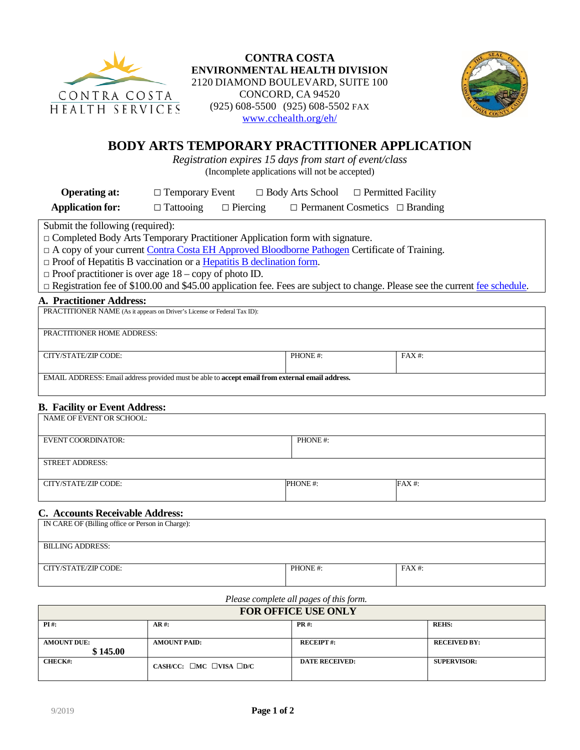CONTRA COSTA HEALTH SERVICES

**CONTRA COSTA**
**ENVIRONMENTAL HEALTH DIVISION**
2120 DIAMOND BOULEVARD, SUITE 100
CONCORD, CA 94520
(925) 608-5500 (925) 608-5502 FAX
www.cchealth.org/eh/

# BODY ARTS TEMPORARY PRACTITIONER APPLICATION

*Registration expires 15 days from start of event/class*
(Incomplete applications will not be accepted)

**Operating at:** ☐ Temporary Event ☐ Body Arts School ☐ Permitted Facility

**Application for:** ☐ Tattooing ☐ Piercing ☐ Permanent Cosmetics ☐ Branding

Submit the following (required):

- ☐ Completed Body Arts Temporary Practitioner Application form with signature.
- ☐ A copy of your current Contra Costa EH Approved Bloodborne Pathogen Certificate of Training.
- ☐ Proof of Hepatitis B vaccination or a Hepatitis B declination form.
- ☐ Proof practitioner is over age 18 – copy of photo ID.
- ☐ Registration fee of $100.00 and $45.00 application fee. Fees are subject to change. Please see the current fee schedule.

## A. Practitioner Address:

| PRACTITIONER NAME (As it appears on Driver's License or Federal Tax ID): | | |
|---|---|---|
| PRACTITIONER HOME ADDRESS: | | |
| CITY/STATE/ZIP CODE: | PHONE #: | FAX #: |
| EMAIL ADDRESS: Email address provided must be able to **accept email from external email address.** | | |

## B. Facility or Event Address:

| NAME OF EVENT OR SCHOOL: | | |
|---|---|---|
| EVENT COORDINATOR: | PHONE #: | |
| STREET ADDRESS: | | |
| CITY/STATE/ZIP CODE: | PHONE #: | FAX #: |

## C. Accounts Receivable Address:

| IN CARE OF (Billing office or Person in Charge): | | |
|---|---|---|
| BILLING ADDRESS: | | |
| CITY/STATE/ZIP CODE: | PHONE #: | FAX #: |

*Please complete all pages of this form.*

| FOR OFFICE USE ONLY | | | |
|---|---|---|---|
| **PI #:** | **AR #:** | **PR #:** | **REHS:** |
| **AMOUNT DUE:** **$ 145.00** | **AMOUNT PAID:** | **RECEIPT #:** | **RECEIVED BY:** |
| **CHECK#:** | **CASH/CC: ☐MC ☐VISA ☐D/C** | **DATE RECEIVED:** | **SUPERVISOR:** |

9/2019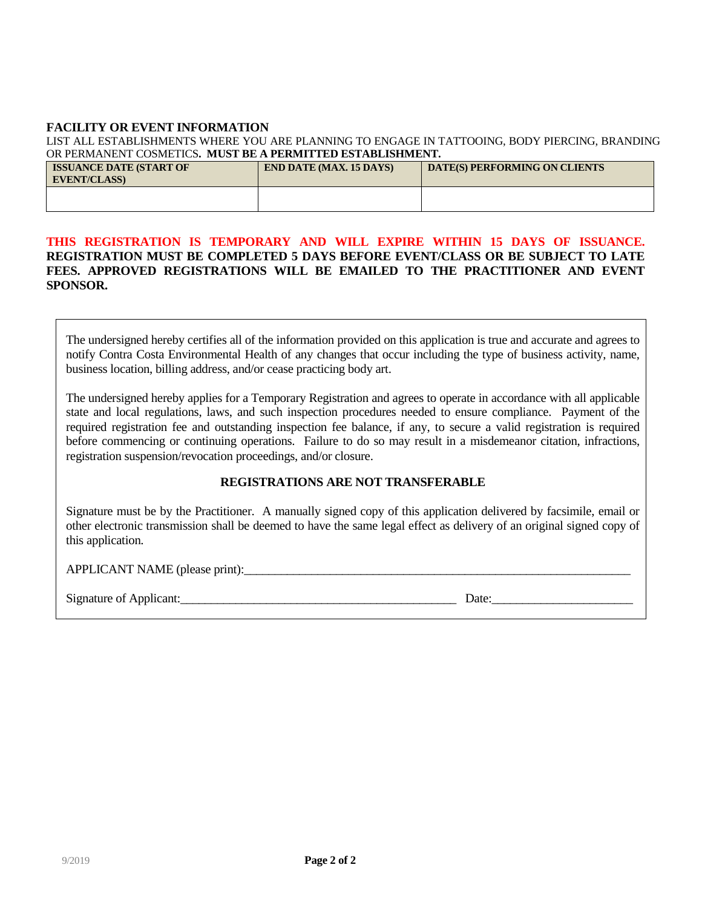## FACILITY OR EVENT INFORMATION

LIST ALL ESTABLISHMENTS WHERE YOU ARE PLANNING TO ENGAGE IN TATTOOING, BODY PIERCING, BRANDING OR PERMANENT COSMETICS. **MUST BE A PERMITTED ESTABLISHMENT.**

| ISSUANCE DATE (START OF EVENT/CLASS) | END DATE (MAX. 15 DAYS) | DATE(S) PERFORMING ON CLIENTS |
|---|---|---|
| | | |

**THIS REGISTRATION IS TEMPORARY AND WILL EXPIRE WITHIN 15 DAYS OF ISSUANCE. REGISTRATION MUST BE COMPLETED 5 DAYS BEFORE EVENT/CLASS OR BE SUBJECT TO LATE FEES. APPROVED REGISTRATIONS WILL BE EMAILED TO THE PRACTITIONER AND EVENT SPONSOR.**

The undersigned hereby certifies all of the information provided on this application is true and accurate and agrees to notify Contra Costa Environmental Health of any changes that occur including the type of business activity, name, business location, billing address, and/or cease practicing body art.

The undersigned hereby applies for a Temporary Registration and agrees to operate in accordance with all applicable state and local regulations, laws, and such inspection procedures needed to ensure compliance. Payment of the required registration fee and outstanding inspection fee balance, if any, to secure a valid registration is required before commencing or continuing operations. Failure to do so may result in a misdemeanor citation, infractions, registration suspension/revocation proceedings, and/or closure.

**REGISTRATIONS ARE NOT TRANSFERABLE**

Signature must be by the Practitioner. A manually signed copy of this application delivered by facsimile, email or other electronic transmission shall be deemed to have the same legal effect as delivery of an original signed copy of this application.

APPLICANT NAME (please print):_______________________________________________________________

Signature of Applicant:_______________________________________________ Date:_______________________

9/2019